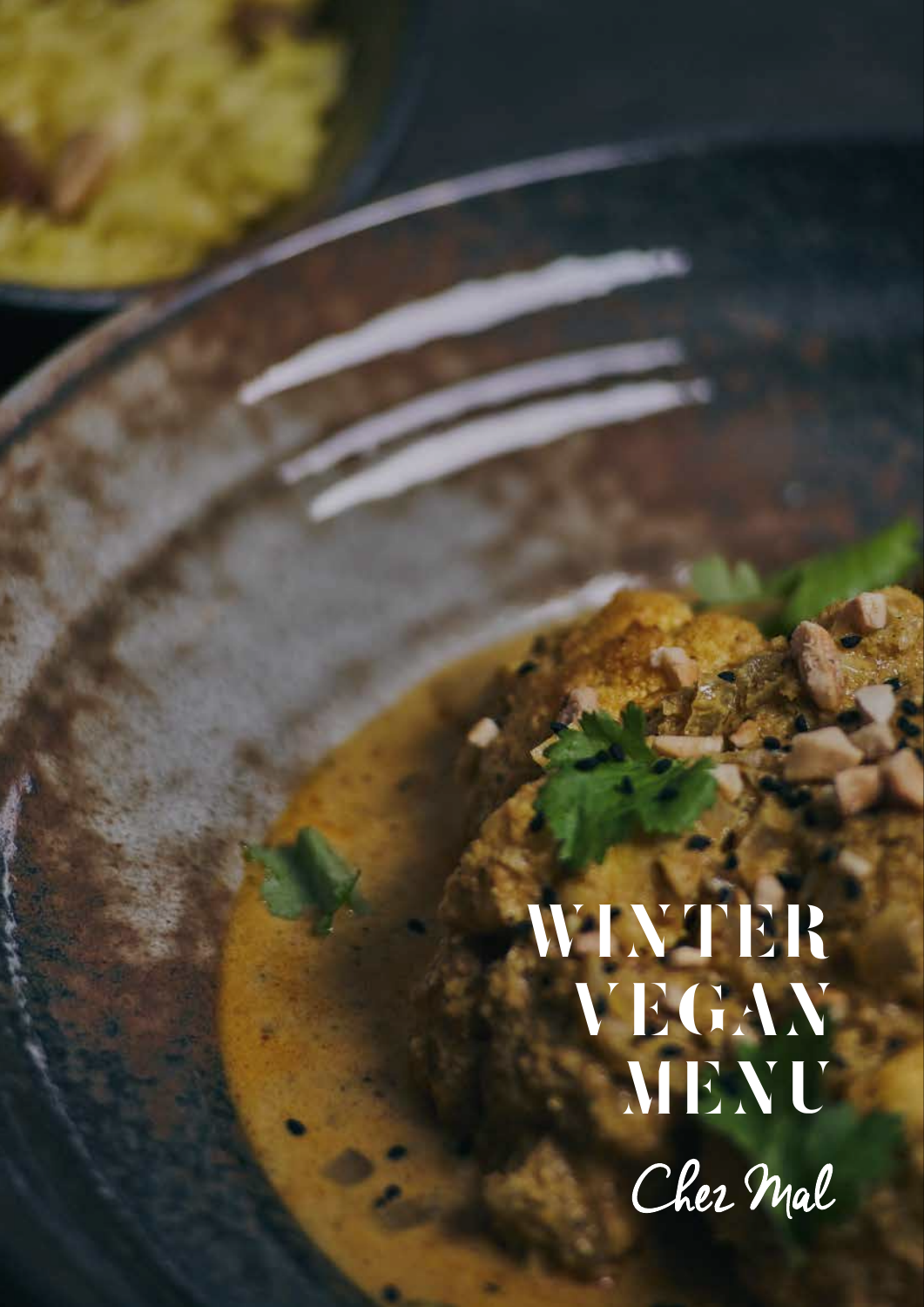# WINTER VEGAN MENU

Chez Mal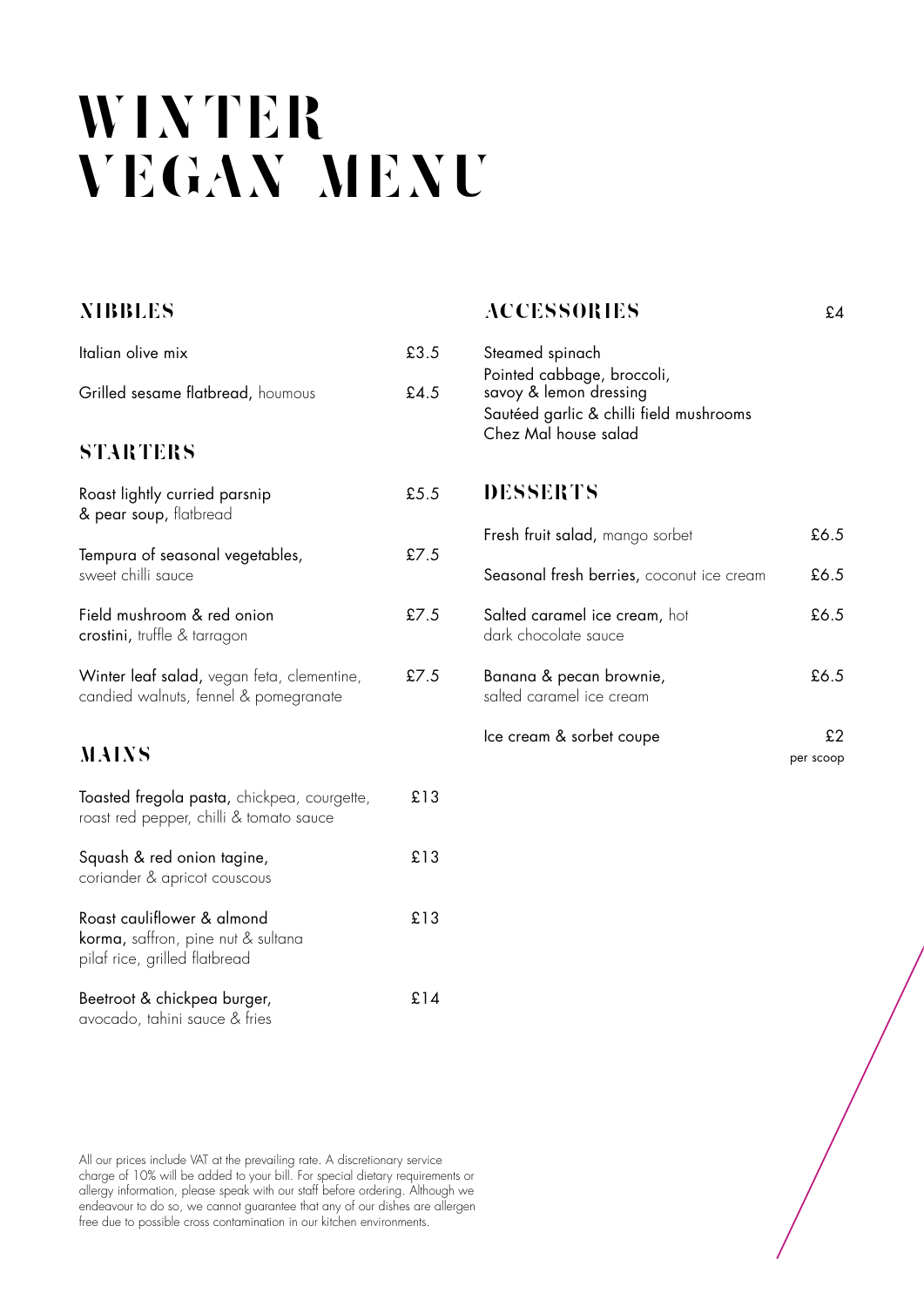# WINTER VEGAN MENU

## NIBBLES

| | |
|---|---|
| Italian olive mix | £3.5 |
| **Grilled sesame flatbread,** houmous | £4.5 |

## STARTERS

| | |
|---|---|
| **Roast lightly curried parsnip & pear soup,** flatbread | £5.5 |
| **Tempura of seasonal vegetables,** sweet chilli sauce | £7.5 |
| **Field mushroom & red onion crostini,** truffle & tarragon | £7.5 |
| **Winter leaf salad,** vegan feta, clementine, candied walnuts, fennel & pomegranate | £7.5 |

## MAINS

| | |
|---|---|
| **Toasted fregola pasta,** chickpea, courgette, roast red pepper, chilli & tomato sauce | £13 |
| **Squash & red onion tagine,** coriander & apricot couscous | £13 |
| **Roast cauliflower & almond korma,** saffron, pine nut & sultana pilaf rice, grilled flatbread | £13 |
| **Beetroot & chickpea burger,** avocado, tahini sauce & fries | £14 |

## ACCESSORIES £4

- Steamed spinach
- Pointed cabbage, broccoli, savoy & lemon dressing
- Sautéed garlic & chilli field mushrooms
- Chez Mal house salad

## DESSERTS

| | |
|---|---|
| **Fresh fruit salad,** mango sorbet | £6.5 |
| **Seasonal fresh berries,** coconut ice cream | £6.5 |
| **Salted caramel ice cream,** hot dark chocolate sauce | £6.5 |
| **Banana & pecan brownie,** salted caramel ice cream | £6.5 |
| Ice cream & sorbet coupe | £2 per scoop |

All our prices include VAT at the prevailing rate. A discretionary service charge of 10% will be added to your bill. For special dietary requirements or allergy information, please speak with our staff before ordering. Although we endeavour to do so, we cannot guarantee that any of our dishes are allergen free due to possible cross contamination in our kitchen environments.